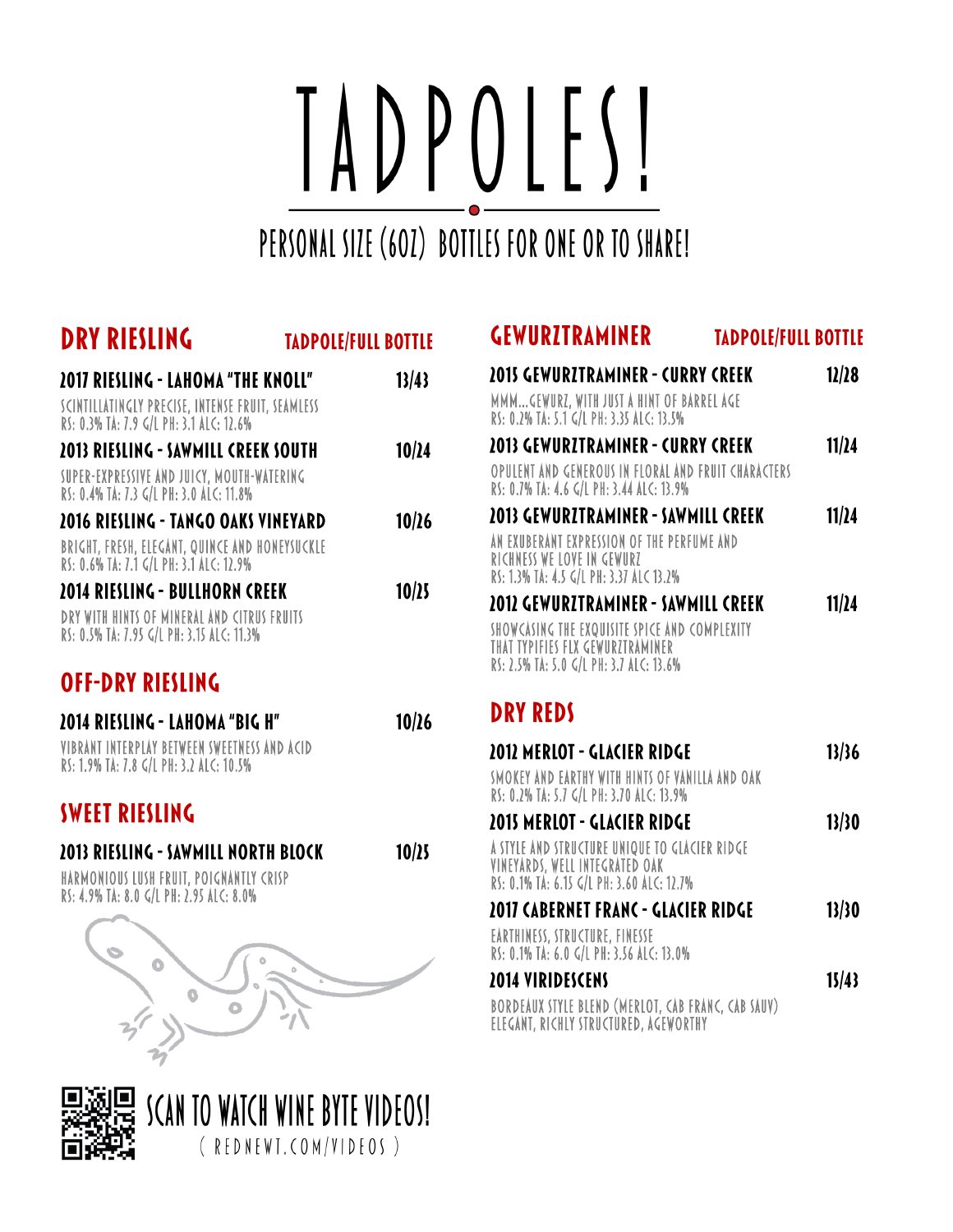# TADPOLES!

PERSONAL SIZE (6OZ) BOTTLES FOR ONE OR TO SHARE!

## DRY RIESLING

TADPOLE/FULL BOTTLE

**2017 RIESLING - LAHOMA "THE KNOLL"** 13/43

SCINTILLATINGLY PRECISE, INTENSE FRUIT, SEAMLESS
RS: 0.3% TA: 7.9 G/L PH: 3.1 ALC: 12.6%

**2013 RIESLING - SAWMILL CREEK SOUTH** 10/24

SUPER-EXPRESSIVE AND JUICY, MOUTH-WATERING
RS: 0.4% TA: 7.3 G/L PH: 3.0 ALC: 11.8%

**2016 RIESLING - TANGO OAKS VINEYARD** 10/26

BRIGHT, FRESH, ELEGANT, QUINCE AND HONEYSUCKLE
RS: 0.6% TA: 7.1 G/L PH: 3.1 ALC: 12.9%

**2014 RIESLING - BULLHORN CREEK** 10/25

DRY WITH HINTS OF MINERAL AND CITRUS FRUITS
RS: 0.5% TA: 7.95 G/L PH: 3.15 ALC: 11.3%

## OFF-DRY RIESLING

**2014 RIESLING - LAHOMA "BIG H"** 10/26

VIBRANT INTERPLAY BETWEEN SWEETNESS AND ACID
RS: 1.9% TA: 7.8 G/L PH: 3.2 ALC: 10.5%

## SWEET RIESLING

**2013 RIESLING - SAWMILL NORTH BLOCK** 10/25

HARMONIOUS LUSH FRUIT, POIGNANTLY CRISP
RS: 4.9% TA: 8.0 G/L PH: 2.95 ALC: 8.0%

## GEWURZTRAMINER

TADPOLE/FULL BOTTLE

**2015 GEWURZTRAMINER - CURRY CREEK** 12/28

MMM...GEWURZ, WITH JUST A HINT OF BARREL AGE
RS: 0.2% TA: 5.1 G/L PH: 3.35 ALC: 13.5%

**2013 GEWURZTRAMINER - CURRY CREEK** 11/24

OPULENT AND GENEROUS IN FLORAL AND FRUIT CHARACTERS
RS: 0.7% TA: 4.6 G/L PH: 3.44 ALC: 13.9%

**2013 GEWURZTRAMINER - SAWMILL CREEK** 11/24

AN EXUBERANT EXPRESSION OF THE PERFUME AND RICHNESS WE LOVE IN GEWURZ
RS: 1.3% TA: 4.5 G/L PH: 3.37 ALC 13.2%

**2012 GEWURZTRAMINER - SAWMILL CREEK** 11/24

SHOWCASING THE EXQUISITE SPICE AND COMPLEXITY THAT TYPIFIES FLX GEWURZTRAMINER
RS: 2.5% TA: 5.0 G/L PH: 3.7 ALC: 13.6%

## DRY REDS

**2012 MERLOT - GLACIER RIDGE** 13/36

SMOKEY AND EARTHY WITH HINTS OF VANILLA AND OAK
RS: 0.2% TA: 5.7 G/L PH: 3.70 ALC: 13.9%

**2015 MERLOT - GLACIER RIDGE** 13/30

A STYLE AND STRUCTURE UNIQUE TO GLACIER RIDGE VINEYARDS, WELL INTEGRATED OAK
RS: 0.1% TA: 6.15 G/L PH: 3.60 ALC: 12.7%

**2017 CABERNET FRANC - GLACIER RIDGE** 13/30

EARTHINESS, STRUCTURE, FINESSE
RS: 0.1% TA: 6.0 G/L PH: 3.56 ALC: 13.0%

**2014 VIRIDESCENS** 15/43

BORDEAUX STYLE BLEND (MERLOT, CAB FRANC, CAB SAUV)
ELEGANT, RICHLY STRUCTURED, AGEWORTHY

SCAN TO WATCH WINE BYTE VIDEOS!
( REDNEWT.COM/VIDEOS )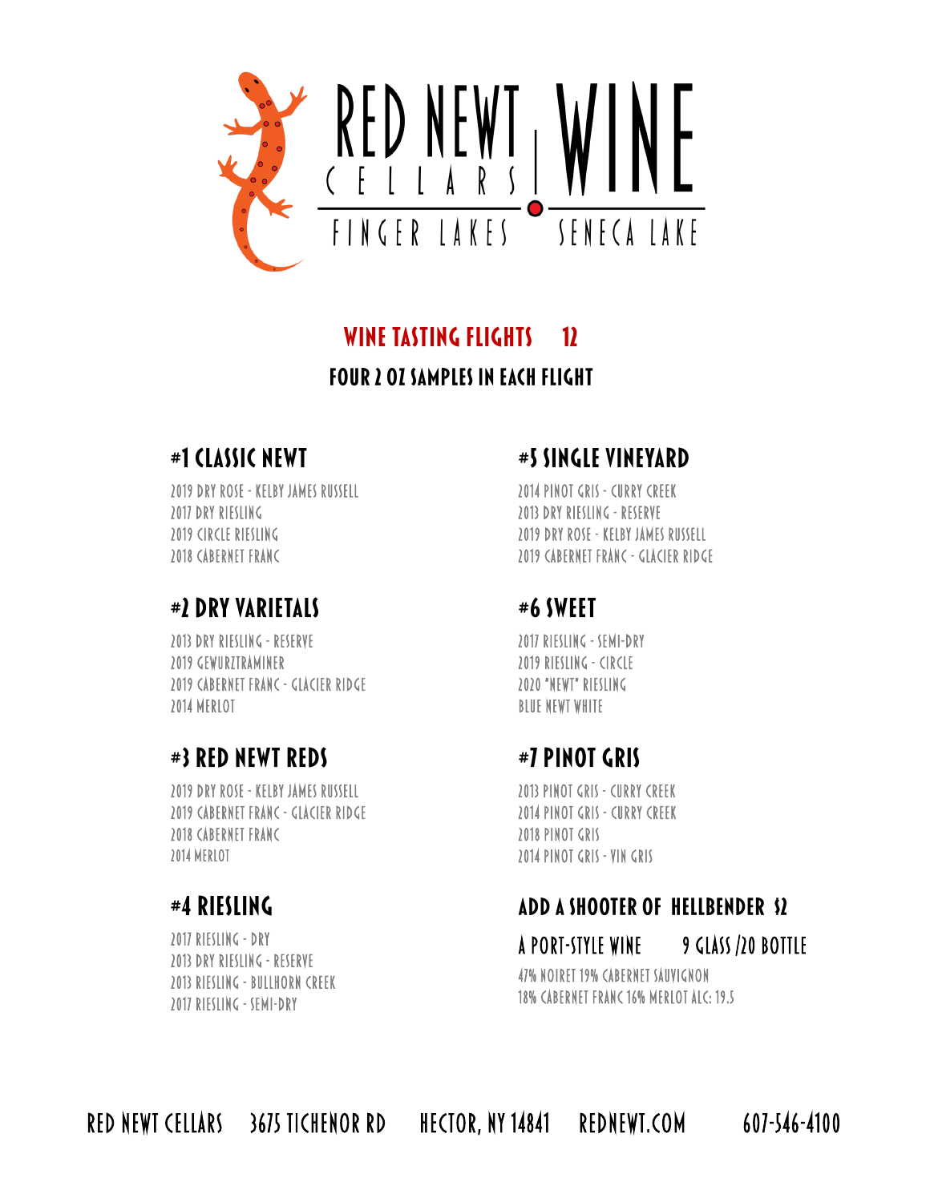# RED NEWT CELLARS | WINE

FINGER LAKES • SENECA LAKE

## WINE TASTING FLIGHTS 12

**FOUR 2 OZ SAMPLES IN EACH FLIGHT**

### #1 CLASSIC NEWT

2019 DRY ROSE - KELBY JAMES RUSSELL
2017 DRY RIESLING
2019 CIRCLE RIESLING
2018 CABERNET FRANC

### #2 DRY VARIETALS

2013 DRY RIESLING - RESERVE
2019 GEWURZTRAMINER
2019 CABERNET FRANC - GLACIER RIDGE
2014 MERLOT

### #3 RED NEWT REDS

2019 DRY ROSE - KELBY JAMES RUSSELL
2019 CABERNET FRANC - GLACIER RIDGE
2018 CABERNET FRANC
2014 MERLOT

### #4 RIESLING

2017 RIESLING - DRY
2013 DRY RIESLING - RESERVE
2013 RIESLING - BULLHORN CREEK
2017 RIESLING - SEMI-DRY

### #5 SINGLE VINEYARD

2014 PINOT GRIS - CURRY CREEK
2013 DRY RIESLING - RESERVE
2019 DRY ROSE - KELBY JAMES RUSSELL
2019 CABERNET FRANC - GLACIER RIDGE

### #6 SWEET

2017 RIESLING - SEMI-DRY
2019 RIESLING - CIRCLE
2020 "NEWT" RIESLING
BLUE NEWT WHITE

### #7 PINOT GRIS

2013 PINOT GRIS - CURRY CREEK
2014 PINOT GRIS - CURRY CREEK
2018 PINOT GRIS
2014 PINOT GRIS - VIN GRIS

### ADD A SHOOTER OF HELLBENDER $2

A PORT-STYLE WINE 9 GLASS /20 BOTTLE

47% NOIRET 19% CABERNET SAUVIGNON
18% CABERNET FRANC 16% MERLOT ALC: 19.5

RED NEWT CELLARS 3675 TICHENOR RD HECTOR, NY 14841 REDNEWT.COM 607-546-4100